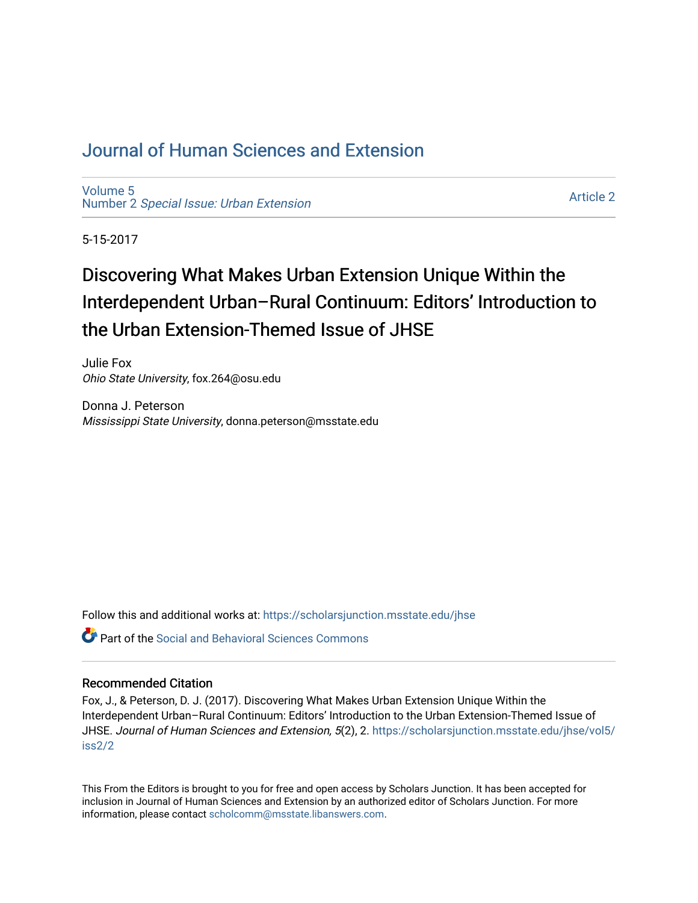# Journal of Human Sciences and Extension

Volume 5
Number 2 *Special Issue: Urban Extension*

Article 2

5-15-2017

## Discovering What Makes Urban Extension Unique Within the Interdependent Urban–Rural Continuum: Editors' Introduction to the Urban Extension-Themed Issue of JHSE

Julie Fox
*Ohio State University*, fox.264@osu.edu

Donna J. Peterson
*Mississippi State University*, donna.peterson@msstate.edu

Follow this and additional works at: https://scholarsjunction.msstate.edu/jhse

Part of the Social and Behavioral Sciences Commons

### Recommended Citation

Fox, J., & Peterson, D. J. (2017). Discovering What Makes Urban Extension Unique Within the Interdependent Urban–Rural Continuum: Editors' Introduction to the Urban Extension-Themed Issue of JHSE. *Journal of Human Sciences and Extension, 5*(2), 2. https://scholarsjunction.msstate.edu/jhse/vol5/iss2/2

This From the Editors is brought to you for free and open access by Scholars Junction. It has been accepted for inclusion in Journal of Human Sciences and Extension by an authorized editor of Scholars Junction. For more information, please contact scholcomm@msstate.libanswers.com.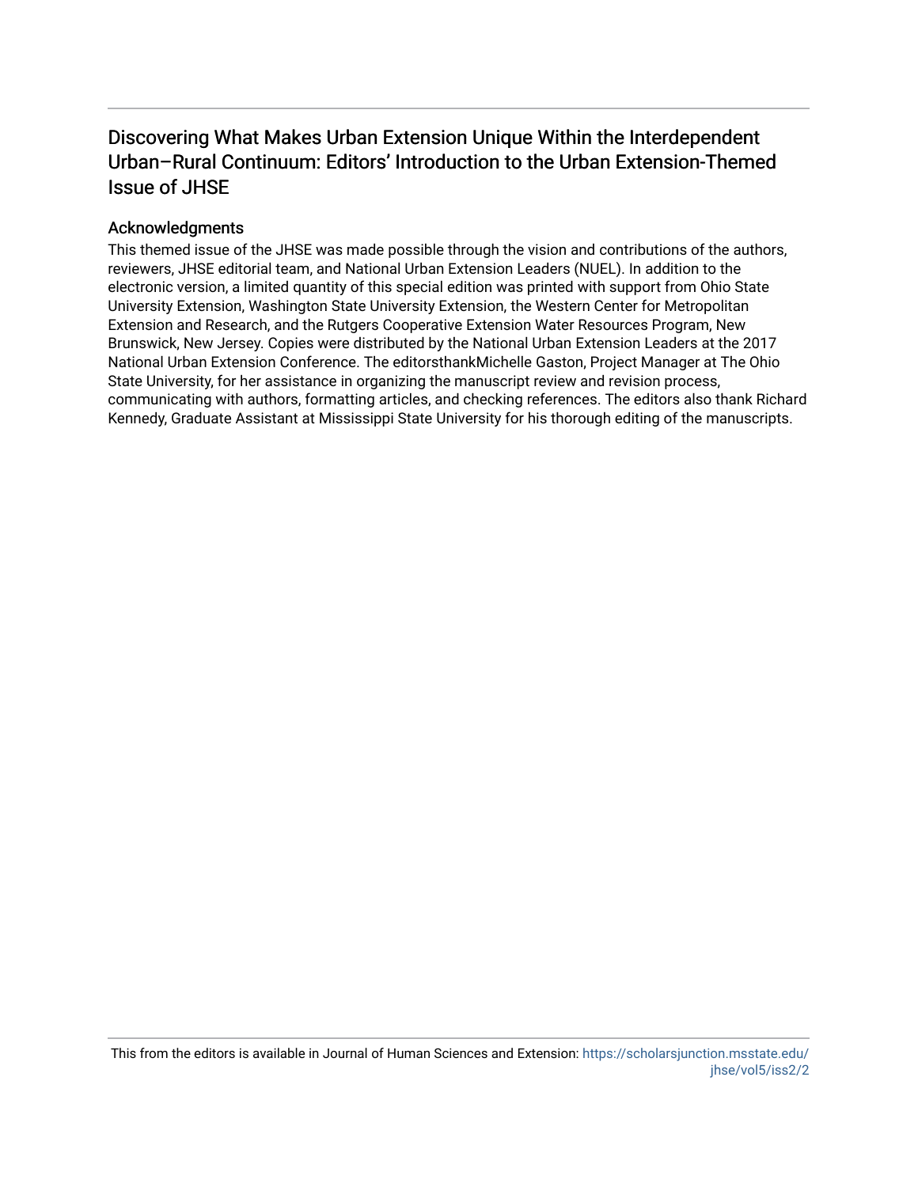# Discovering What Makes Urban Extension Unique Within the Interdependent Urban–Rural Continuum: Editors' Introduction to the Urban Extension-Themed Issue of JHSE

## Acknowledgments

This themed issue of the JHSE was made possible through the vision and contributions of the authors, reviewers, JHSE editorial team, and National Urban Extension Leaders (NUEL). In addition to the electronic version, a limited quantity of this special edition was printed with support from Ohio State University Extension, Washington State University Extension, the Western Center for Metropolitan Extension and Research, and the Rutgers Cooperative Extension Water Resources Program, New Brunswick, New Jersey. Copies were distributed by the National Urban Extension Leaders at the 2017 National Urban Extension Conference. The editorsthankMichelle Gaston, Project Manager at The Ohio State University, for her assistance in organizing the manuscript review and revision process, communicating with authors, formatting articles, and checking references. The editors also thank Richard Kennedy, Graduate Assistant at Mississippi State University for his thorough editing of the manuscripts.

This from the editors is available in Journal of Human Sciences and Extension: https://scholarsjunction.msstate.edu/jhse/vol5/iss2/2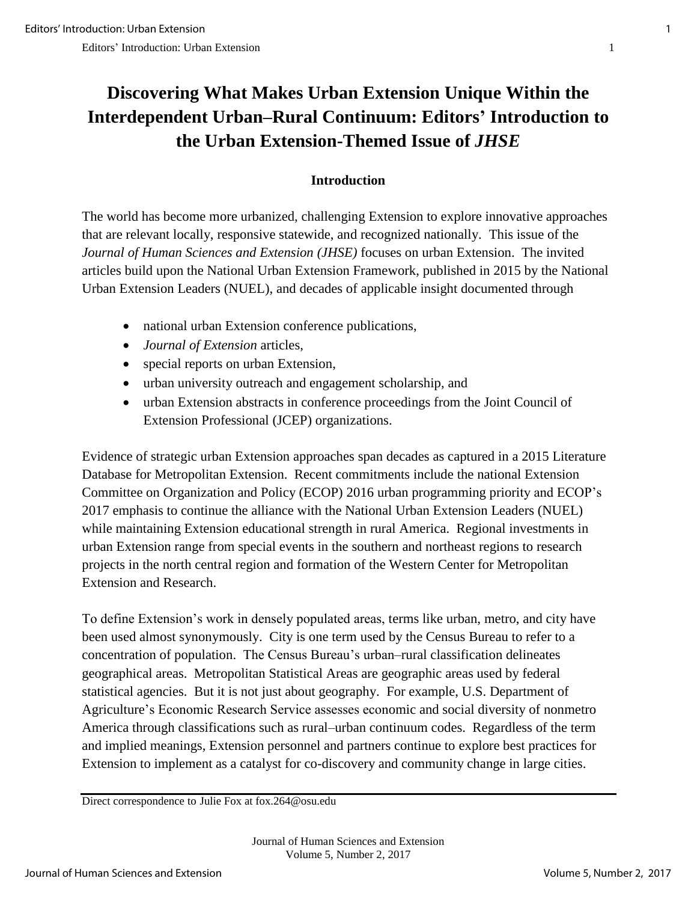# Discovering What Makes Urban Extension Unique Within the Interdependent Urban–Rural Continuum: Editors' Introduction to the Urban Extension-Themed Issue of *JHSE*

## Introduction

The world has become more urbanized, challenging Extension to explore innovative approaches that are relevant locally, responsive statewide, and recognized nationally. This issue of the *Journal of Human Sciences and Extension (JHSE)* focuses on urban Extension. The invited articles build upon the National Urban Extension Framework, published in 2015 by the National Urban Extension Leaders (NUEL), and decades of applicable insight documented through

- national urban Extension conference publications,
- *Journal of Extension* articles,
- special reports on urban Extension,
- urban university outreach and engagement scholarship, and
- urban Extension abstracts in conference proceedings from the Joint Council of Extension Professional (JCEP) organizations.

Evidence of strategic urban Extension approaches span decades as captured in a 2015 Literature Database for Metropolitan Extension. Recent commitments include the national Extension Committee on Organization and Policy (ECOP) 2016 urban programming priority and ECOP's 2017 emphasis to continue the alliance with the National Urban Extension Leaders (NUEL) while maintaining Extension educational strength in rural America. Regional investments in urban Extension range from special events in the southern and northeast regions to research projects in the north central region and formation of the Western Center for Metropolitan Extension and Research.

To define Extension's work in densely populated areas, terms like urban, metro, and city have been used almost synonymously. City is one term used by the Census Bureau to refer to a concentration of population. The Census Bureau's urban–rural classification delineates geographical areas. Metropolitan Statistical Areas are geographic areas used by federal statistical agencies. But it is not just about geography. For example, U.S. Department of Agriculture's Economic Research Service assesses economic and social diversity of nonmetro America through classifications such as rural–urban continuum codes. Regardless of the term and implied meanings, Extension personnel and partners continue to explore best practices for Extension to implement as a catalyst for co-discovery and community change in large cities.

Direct correspondence to Julie Fox at fox.264@osu.edu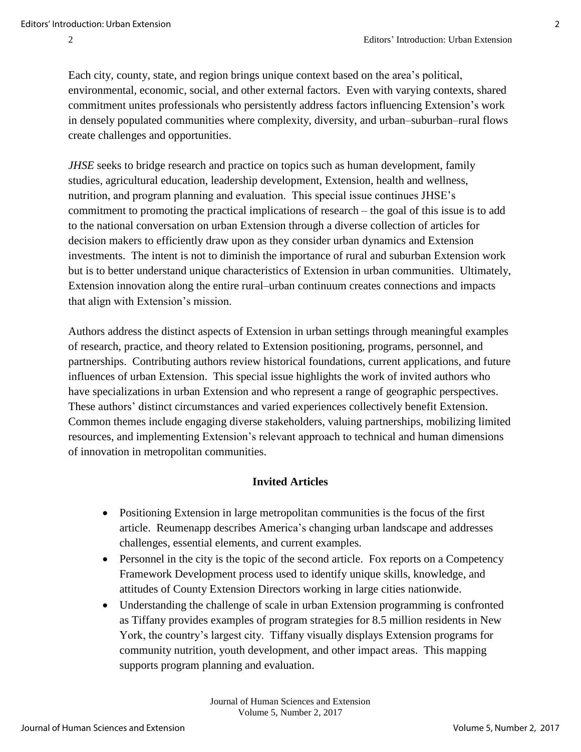Each city, county, state, and region brings unique context based on the area's political, environmental, economic, social, and other external factors. Even with varying contexts, shared commitment unites professionals who persistently address factors influencing Extension's work in densely populated communities where complexity, diversity, and urban–suburban–rural flows create challenges and opportunities.

*JHSE* seeks to bridge research and practice on topics such as human development, family studies, agricultural education, leadership development, Extension, health and wellness, nutrition, and program planning and evaluation. This special issue continues JHSE's commitment to promoting the practical implications of research – the goal of this issue is to add to the national conversation on urban Extension through a diverse collection of articles for decision makers to efficiently draw upon as they consider urban dynamics and Extension investments. The intent is not to diminish the importance of rural and suburban Extension work but is to better understand unique characteristics of Extension in urban communities. Ultimately, Extension innovation along the entire rural–urban continuum creates connections and impacts that align with Extension's mission.

Authors address the distinct aspects of Extension in urban settings through meaningful examples of research, practice, and theory related to Extension positioning, programs, personnel, and partnerships. Contributing authors review historical foundations, current applications, and future influences of urban Extension. This special issue highlights the work of invited authors who have specializations in urban Extension and who represent a range of geographic perspectives. These authors' distinct circumstances and varied experiences collectively benefit Extension. Common themes include engaging diverse stakeholders, valuing partnerships, mobilizing limited resources, and implementing Extension's relevant approach to technical and human dimensions of innovation in metropolitan communities.

## Invited Articles

- Positioning Extension in large metropolitan communities is the focus of the first article. Reumenapp describes America's changing urban landscape and addresses challenges, essential elements, and current examples.
- Personnel in the city is the topic of the second article. Fox reports on a Competency Framework Development process used to identify unique skills, knowledge, and attitudes of County Extension Directors working in large cities nationwide.
- Understanding the challenge of scale in urban Extension programming is confronted as Tiffany provides examples of program strategies for 8.5 million residents in New York, the country's largest city. Tiffany visually displays Extension programs for community nutrition, youth development, and other impact areas. This mapping supports program planning and evaluation.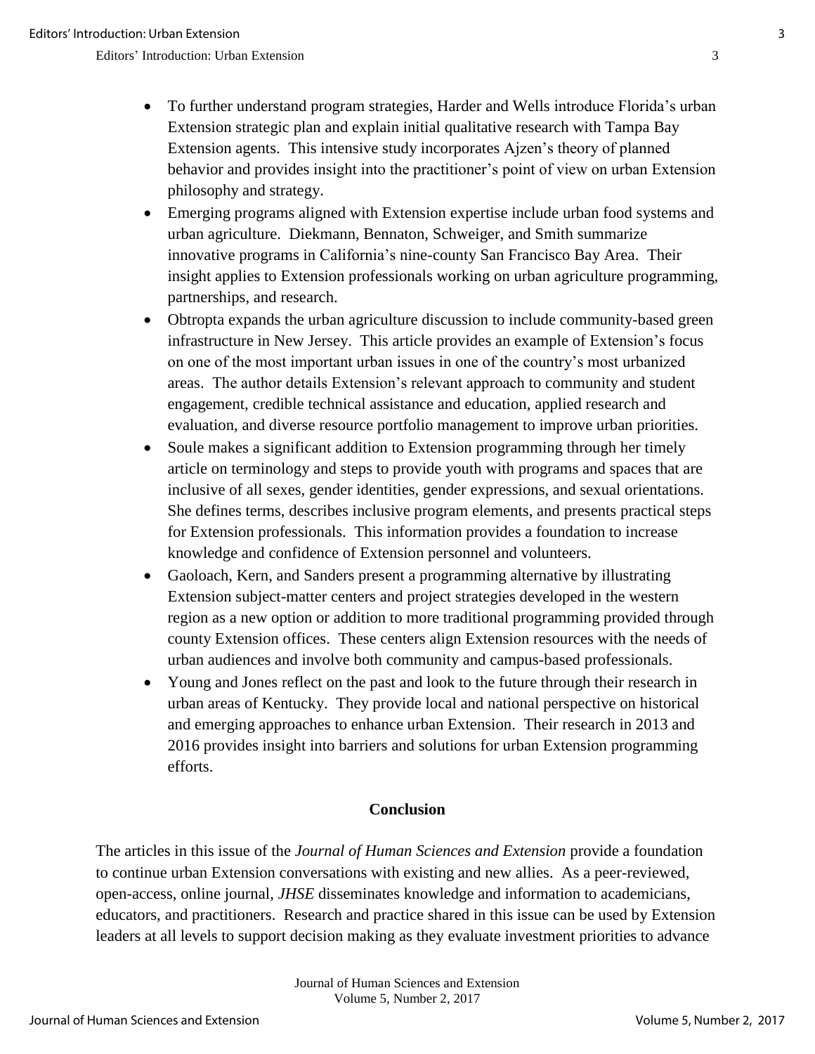- To further understand program strategies, Harder and Wells introduce Florida's urban Extension strategic plan and explain initial qualitative research with Tampa Bay Extension agents. This intensive study incorporates Ajzen's theory of planned behavior and provides insight into the practitioner's point of view on urban Extension philosophy and strategy.
- Emerging programs aligned with Extension expertise include urban food systems and urban agriculture. Diekmann, Bennaton, Schweiger, and Smith summarize innovative programs in California's nine-county San Francisco Bay Area. Their insight applies to Extension professionals working on urban agriculture programming, partnerships, and research.
- Obtropta expands the urban agriculture discussion to include community-based green infrastructure in New Jersey. This article provides an example of Extension's focus on one of the most important urban issues in one of the country's most urbanized areas. The author details Extension's relevant approach to community and student engagement, credible technical assistance and education, applied research and evaluation, and diverse resource portfolio management to improve urban priorities.
- Soule makes a significant addition to Extension programming through her timely article on terminology and steps to provide youth with programs and spaces that are inclusive of all sexes, gender identities, gender expressions, and sexual orientations. She defines terms, describes inclusive program elements, and presents practical steps for Extension professionals. This information provides a foundation to increase knowledge and confidence of Extension personnel and volunteers.
- Gaoloach, Kern, and Sanders present a programming alternative by illustrating Extension subject-matter centers and project strategies developed in the western region as a new option or addition to more traditional programming provided through county Extension offices. These centers align Extension resources with the needs of urban audiences and involve both community and campus-based professionals.
- Young and Jones reflect on the past and look to the future through their research in urban areas of Kentucky. They provide local and national perspective on historical and emerging approaches to enhance urban Extension. Their research in 2013 and 2016 provides insight into barriers and solutions for urban Extension programming efforts.

## Conclusion

The articles in this issue of the *Journal of Human Sciences and Extension* provide a foundation to continue urban Extension conversations with existing and new allies. As a peer-reviewed, open-access, online journal, *JHSE* disseminates knowledge and information to academicians, educators, and practitioners. Research and practice shared in this issue can be used by Extension leaders at all levels to support decision making as they evaluate investment priorities to advance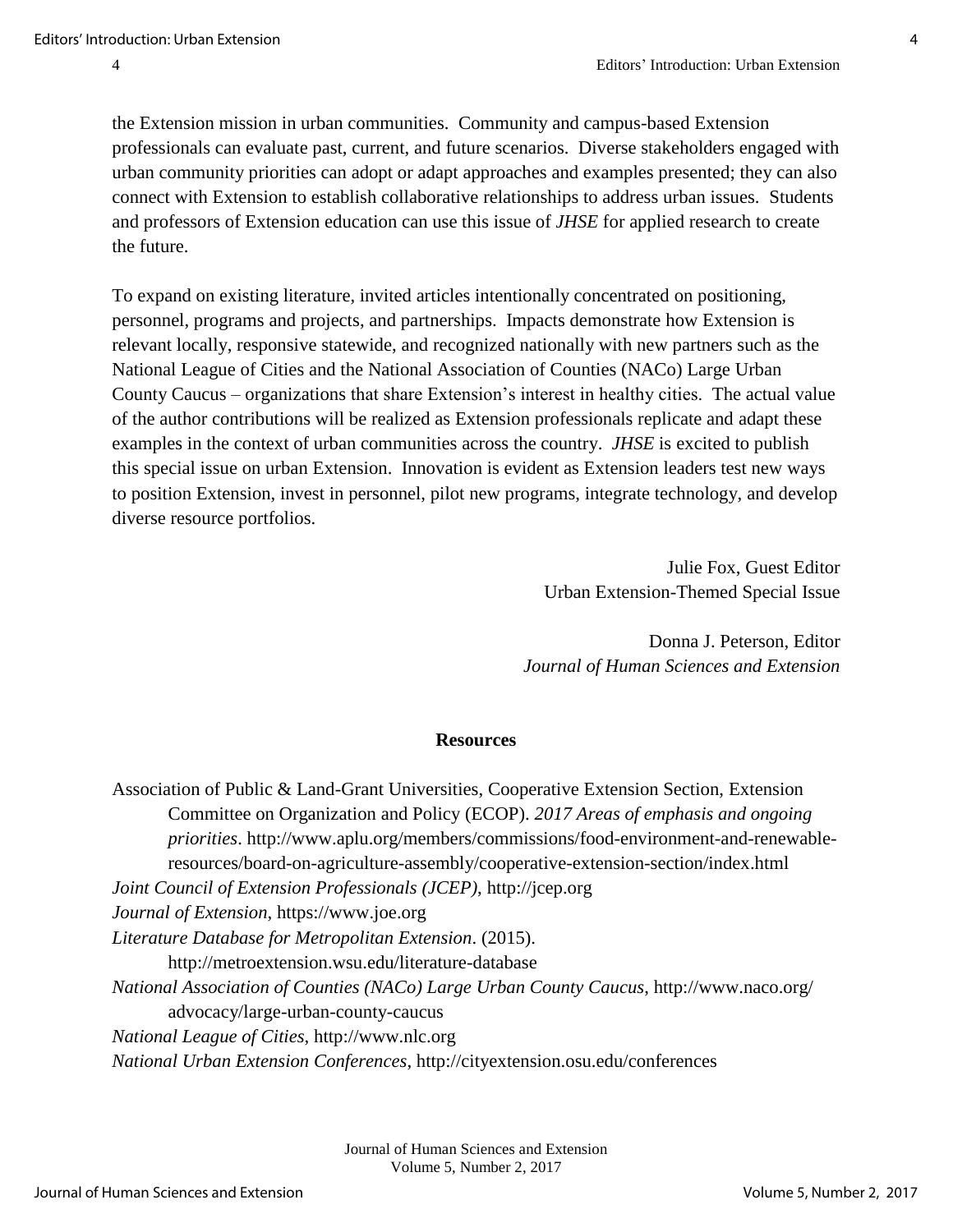the Extension mission in urban communities. Community and campus-based Extension professionals can evaluate past, current, and future scenarios. Diverse stakeholders engaged with urban community priorities can adopt or adapt approaches and examples presented; they can also connect with Extension to establish collaborative relationships to address urban issues. Students and professors of Extension education can use this issue of *JHSE* for applied research to create the future.

To expand on existing literature, invited articles intentionally concentrated on positioning, personnel, programs and projects, and partnerships. Impacts demonstrate how Extension is relevant locally, responsive statewide, and recognized nationally with new partners such as the National League of Cities and the National Association of Counties (NACo) Large Urban County Caucus – organizations that share Extension's interest in healthy cities. The actual value of the author contributions will be realized as Extension professionals replicate and adapt these examples in the context of urban communities across the country. *JHSE* is excited to publish this special issue on urban Extension. Innovation is evident as Extension leaders test new ways to position Extension, invest in personnel, pilot new programs, integrate technology, and develop diverse resource portfolios.

Julie Fox, Guest Editor
Urban Extension-Themed Special Issue

Donna J. Peterson, Editor
*Journal of Human Sciences and Extension*

## Resources

Association of Public & Land-Grant Universities, Cooperative Extension Section, Extension Committee on Organization and Policy (ECOP). *2017 Areas of emphasis and ongoing priorities*. http://www.aplu.org/members/commissions/food-environment-and-renewable-resources/board-on-agriculture-assembly/cooperative-extension-section/index.html

*Joint Council of Extension Professionals (JCEP)*, http://jcep.org

*Journal of Extension*, https://www.joe.org

*Literature Database for Metropolitan Extension*. (2015). http://metroextension.wsu.edu/literature-database

*National Association of Counties (NACo) Large Urban County Caucus*, http://www.naco.org/advocacy/large-urban-county-caucus

*National League of Cities*, http://www.nlc.org

*National Urban Extension Conferences*, http://cityextension.osu.edu/conferences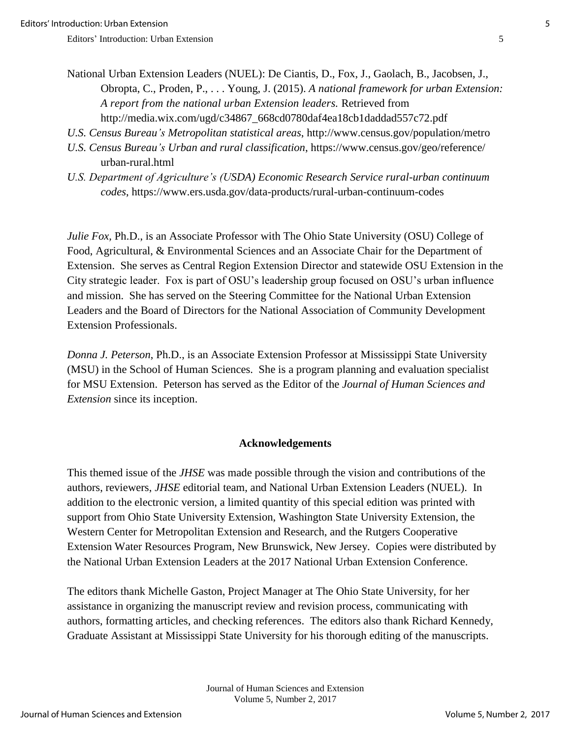National Urban Extension Leaders (NUEL): De Ciantis, D., Fox, J., Gaolach, B., Jacobsen, J., Obropta, C., Proden, P., . . . Young, J. (2015). *A national framework for urban Extension: A report from the national urban Extension leaders.* Retrieved from http://media.wix.com/ugd/c34867_668cd0780daf4ea18cb1daddad557c72.pdf

*U.S. Census Bureau's Metropolitan statistical areas*, http://www.census.gov/population/metro

*U.S. Census Bureau's Urban and rural classification*, https://www.census.gov/geo/reference/urban-rural.html

*U.S. Department of Agriculture's (USDA) Economic Research Service rural-urban continuum codes*, https://www.ers.usda.gov/data-products/rural-urban-continuum-codes

*Julie Fox,* Ph.D., is an Associate Professor with The Ohio State University (OSU) College of Food, Agricultural, & Environmental Sciences and an Associate Chair for the Department of Extension. She serves as Central Region Extension Director and statewide OSU Extension in the City strategic leader. Fox is part of OSU's leadership group focused on OSU's urban influence and mission. She has served on the Steering Committee for the National Urban Extension Leaders and the Board of Directors for the National Association of Community Development Extension Professionals.

*Donna J. Peterson,* Ph.D., is an Associate Extension Professor at Mississippi State University (MSU) in the School of Human Sciences. She is a program planning and evaluation specialist for MSU Extension. Peterson has served as the Editor of the *Journal of Human Sciences and Extension* since its inception.

## Acknowledgements

This themed issue of the *JHSE* was made possible through the vision and contributions of the authors, reviewers, *JHSE* editorial team, and National Urban Extension Leaders (NUEL). In addition to the electronic version, a limited quantity of this special edition was printed with support from Ohio State University Extension, Washington State University Extension, the Western Center for Metropolitan Extension and Research, and the Rutgers Cooperative Extension Water Resources Program, New Brunswick, New Jersey. Copies were distributed by the National Urban Extension Leaders at the 2017 National Urban Extension Conference.

The editors thank Michelle Gaston, Project Manager at The Ohio State University, for her assistance in organizing the manuscript review and revision process, communicating with authors, formatting articles, and checking references. The editors also thank Richard Kennedy, Graduate Assistant at Mississippi State University for his thorough editing of the manuscripts.